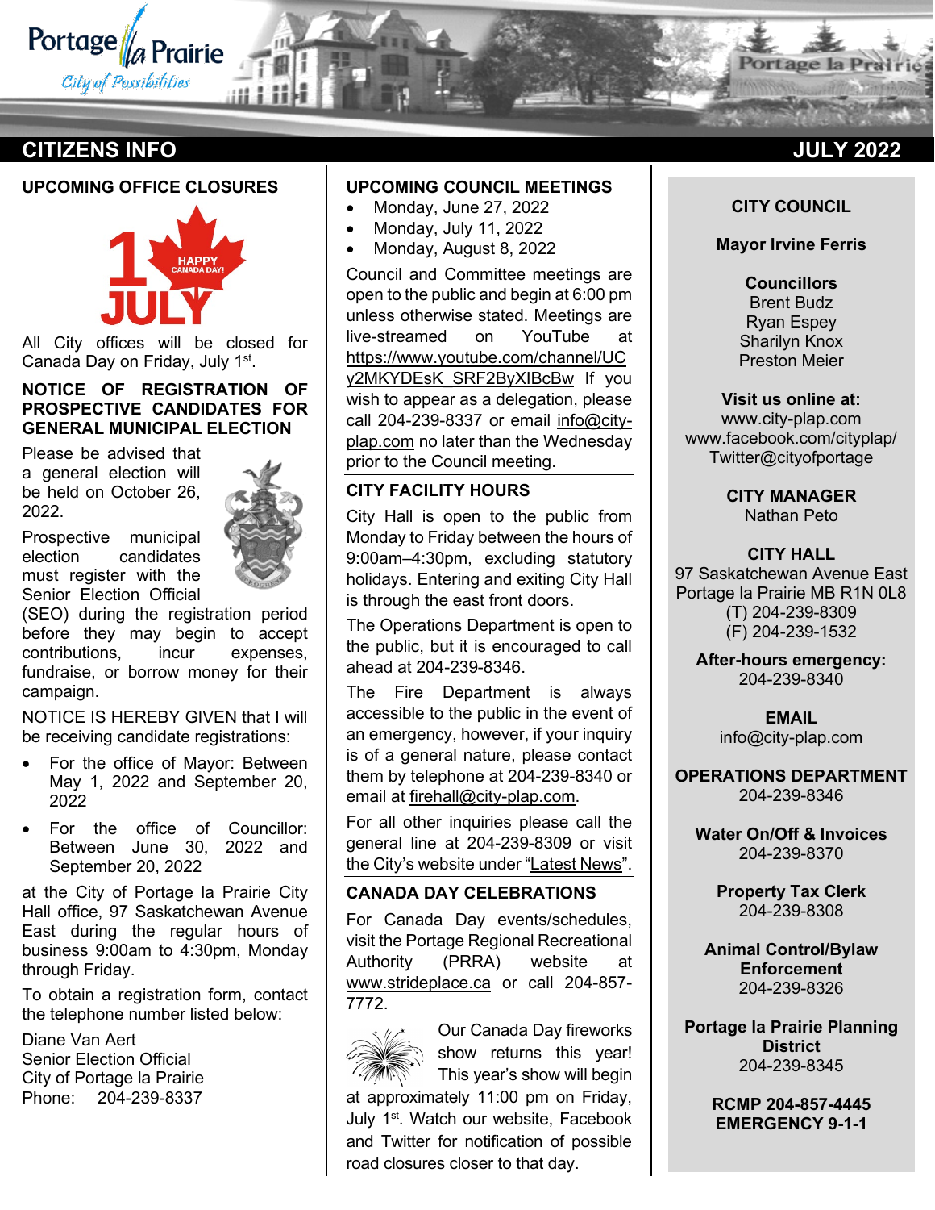# CITIZENS INFO — JULY 2022

## UPCOMING OFFICE CLOSURES

All City offices will be closed for Canada Day on Friday, July 1st.

## NOTICE OF REGISTRATION OF PROSPECTIVE CANDIDATES FOR GENERAL MUNICIPAL ELECTION

Please be advised that a general election will be held on October 26, 2022.

Prospective municipal election candidates must register with the Senior Election Official (SEO) during the registration period before they may begin to accept contributions, incur expenses, fundraise, or borrow money for their campaign.

NOTICE IS HEREBY GIVEN that I will be receiving candidate registrations:

- For the office of Mayor: Between May 1, 2022 and September 20, 2022
- For the office of Councillor: Between June 30, 2022 and September 20, 2022

at the City of Portage la Prairie City Hall office, 97 Saskatchewan Avenue East during the regular hours of business 9:00am to 4:30pm, Monday through Friday.

To obtain a registration form, contact the telephone number listed below:

Diane Van Aert
Senior Election Official
City of Portage la Prairie
Phone: 204-239-8337

## UPCOMING COUNCIL MEETINGS

- Monday, June 27, 2022
- Monday, July 11, 2022
- Monday, August 8, 2022

Council and Committee meetings are open to the public and begin at 6:00 pm unless otherwise stated. Meetings are live-streamed on YouTube at https://www.youtube.com/channel/UCy2MKYDEsK_SRF2ByXIBcBw If you wish to appear as a delegation, please call 204-239-8337 or email info@city-plap.com no later than the Wednesday prior to the Council meeting.

## CITY FACILITY HOURS

City Hall is open to the public from Monday to Friday between the hours of 9:00am–4:30pm, excluding statutory holidays. Entering and exiting City Hall is through the east front doors.

The Operations Department is open to the public, but it is encouraged to call ahead at 204-239-8346.

The Fire Department is always accessible to the public in the event of an emergency, however, if your inquiry is of a general nature, please contact them by telephone at 204-239-8340 or email at firehall@city-plap.com.

For all other inquiries please call the general line at 204-239-8309 or visit the City's website under "Latest News".

## CANADA DAY CELEBRATIONS

For Canada Day events/schedules, visit the Portage Regional Recreational Authority (PRRA) website at www.strideplace.ca or call 204-857-7772.

Our Canada Day fireworks show returns this year! This year's show will begin at approximately 11:00 pm on Friday, July 1st. Watch our website, Facebook and Twitter for notification of possible road closures closer to that day.

---

**CITY COUNCIL**

**Mayor Irvine Ferris**

**Councillors**
Brent Budz
Ryan Espey
Sharilyn Knox
Preston Meier

**Visit us online at:**
www.city-plap.com
www.facebook.com/cityplap/
Twitter@cityofportage

**CITY MANAGER**
Nathan Peto

**CITY HALL**
97 Saskatchewan Avenue East
Portage la Prairie MB R1N 0L8
(T) 204-239-8309
(F) 204-239-1532

**After-hours emergency:**
204-239-8340

**EMAIL**
info@city-plap.com

**OPERATIONS DEPARTMENT**
204-239-8346

**Water On/Off & Invoices**
204-239-8370

**Property Tax Clerk**
204-239-8308

**Animal Control/Bylaw Enforcement**
204-239-8326

**Portage la Prairie Planning District**
204-239-8345

**RCMP 204-857-4445**
**EMERGENCY 9-1-1**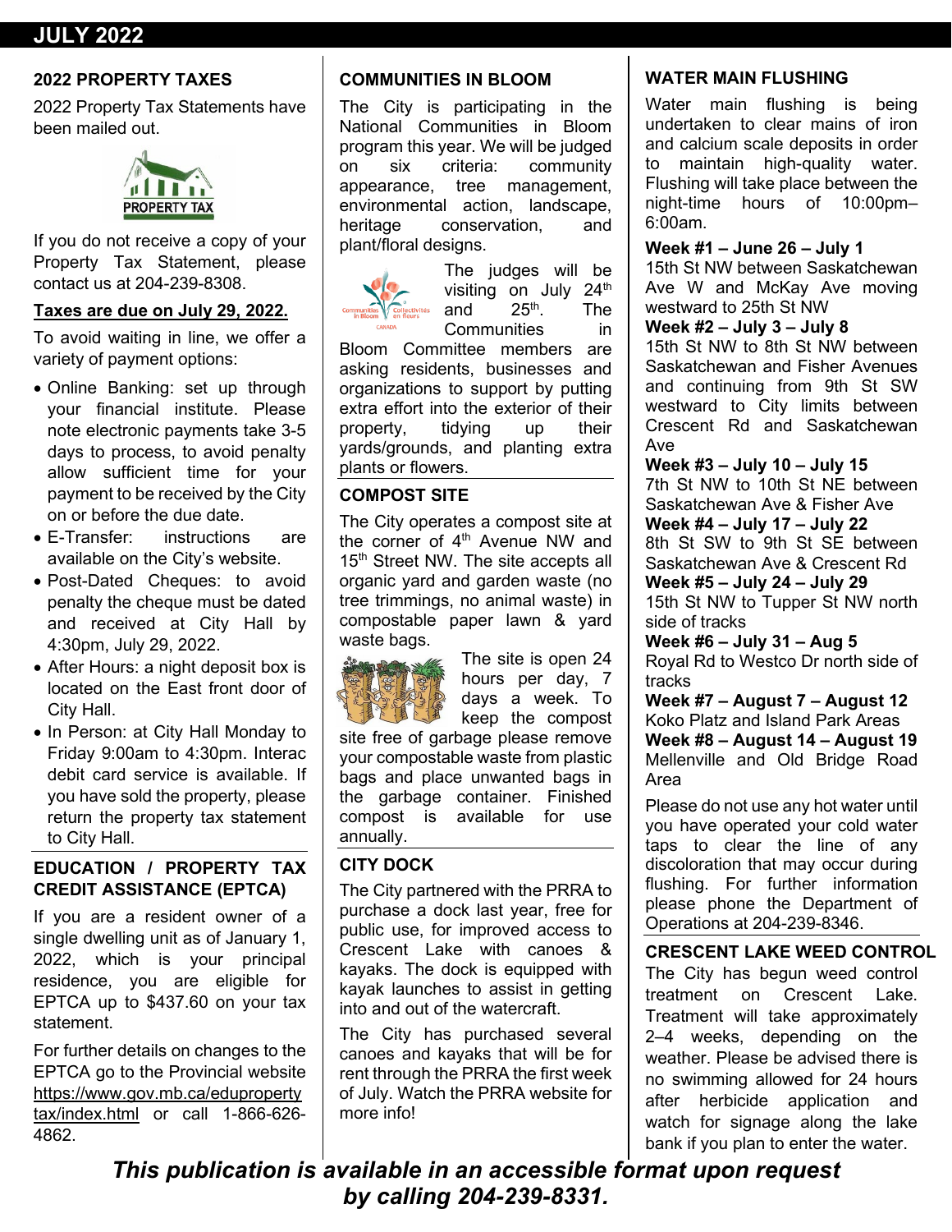# JULY 2022

## 2022 PROPERTY TAXES

2022 Property Tax Statements have been mailed out.

If you do not receive a copy of your Property Tax Statement, please contact us at 204-239-8308.

**Taxes are due on July 29, 2022.**

To avoid waiting in line, we offer a variety of payment options:

- Online Banking: set up through your financial institute. Please note electronic payments take 3-5 days to process, to avoid penalty allow sufficient time for your payment to be received by the City on or before the due date.
- E-Transfer: instructions are available on the City's website.
- Post-Dated Cheques: to avoid penalty the cheque must be dated and received at City Hall by 4:30pm, July 29, 2022.
- After Hours: a night deposit box is located on the East front door of City Hall.
- In Person: at City Hall Monday to Friday 9:00am to 4:30pm. Interac debit card service is available. If you have sold the property, please return the property tax statement to City Hall.

## EDUCATION / PROPERTY TAX CREDIT ASSISTANCE (EPTCA)

If you are a resident owner of a single dwelling unit as of January 1, 2022, which is your principal residence, you are eligible for EPTCA up to $437.60 on your tax statement.

For further details on changes to the EPTCA go to the Provincial website https://www.gov.mb.ca/edupropertytax/index.html or call 1-866-626-4862.

## COMMUNITIES IN BLOOM

The City is participating in the National Communities in Bloom program this year. We will be judged on six criteria: community appearance, tree management, environmental action, landscape, heritage conservation, and plant/floral designs.

The judges will be visiting on July 24th and 25th. The Communities in Bloom Committee members are asking residents, businesses and organizations to support by putting extra effort into the exterior of their property, tidying up their yards/grounds, and planting extra plants or flowers.

## COMPOST SITE

The City operates a compost site at the corner of 4th Avenue NW and 15th Street NW. The site accepts all organic yard and garden waste (no tree trimmings, no animal waste) in compostable paper lawn & yard waste bags.

The site is open 24 hours per day, 7 days a week. To keep the compost site free of garbage please remove your compostable waste from plastic bags and place unwanted bags in the garbage container. Finished compost is available for use annually.

## CITY DOCK

The City partnered with the PRRA to purchase a dock last year, free for public use, for improved access to Crescent Lake with canoes & kayaks. The dock is equipped with kayak launches to assist in getting into and out of the watercraft.

The City has purchased several canoes and kayaks that will be for rent through the PRRA the first week of July. Watch the PRRA website for more info!

## WATER MAIN FLUSHING

Water main flushing is being undertaken to clear mains of iron and calcium scale deposits in order to maintain high-quality water. Flushing will take place between the night-time hours of 10:00pm–6:00am.

**Week #1 – June 26 – July 1**
15th St NW between Saskatchewan Ave W and McKay Ave moving westward to 25th St NW

**Week #2 – July 3 – July 8**
15th St NW to 8th St NW between Saskatchewan and Fisher Avenues and continuing from 9th St SW westward to City limits between Crescent Rd and Saskatchewan Ave

**Week #3 – July 10 – July 15**
7th St NW to 10th St NE between Saskatchewan Ave & Fisher Ave

**Week #4 – July 17 – July 22**
8th St SW to 9th St SE between Saskatchewan Ave & Crescent Rd

**Week #5 – July 24 – July 29**
15th St NW to Tupper St NW north side of tracks

**Week #6 – July 31 – Aug 5**
Royal Rd to Westco Dr north side of tracks

**Week #7 – August 7 – August 12**
Koko Platz and Island Park Areas

**Week #8 – August 14 – August 19**
Mellenville and Old Bridge Road Area

Please do not use any hot water until you have operated your cold water taps to clear the line of any discoloration that may occur during flushing. For further information please phone the Department of Operations at 204-239-8346.

## CRESCENT LAKE WEED CONTROL

The City has begun weed control treatment on Crescent Lake. Treatment will take approximately 2–4 weeks, depending on the weather. Please be advised there is no swimming allowed for 24 hours after herbicide application and watch for signage along the lake bank if you plan to enter the water.

***This publication is available in an accessible format upon request by calling 204-239-8331.***